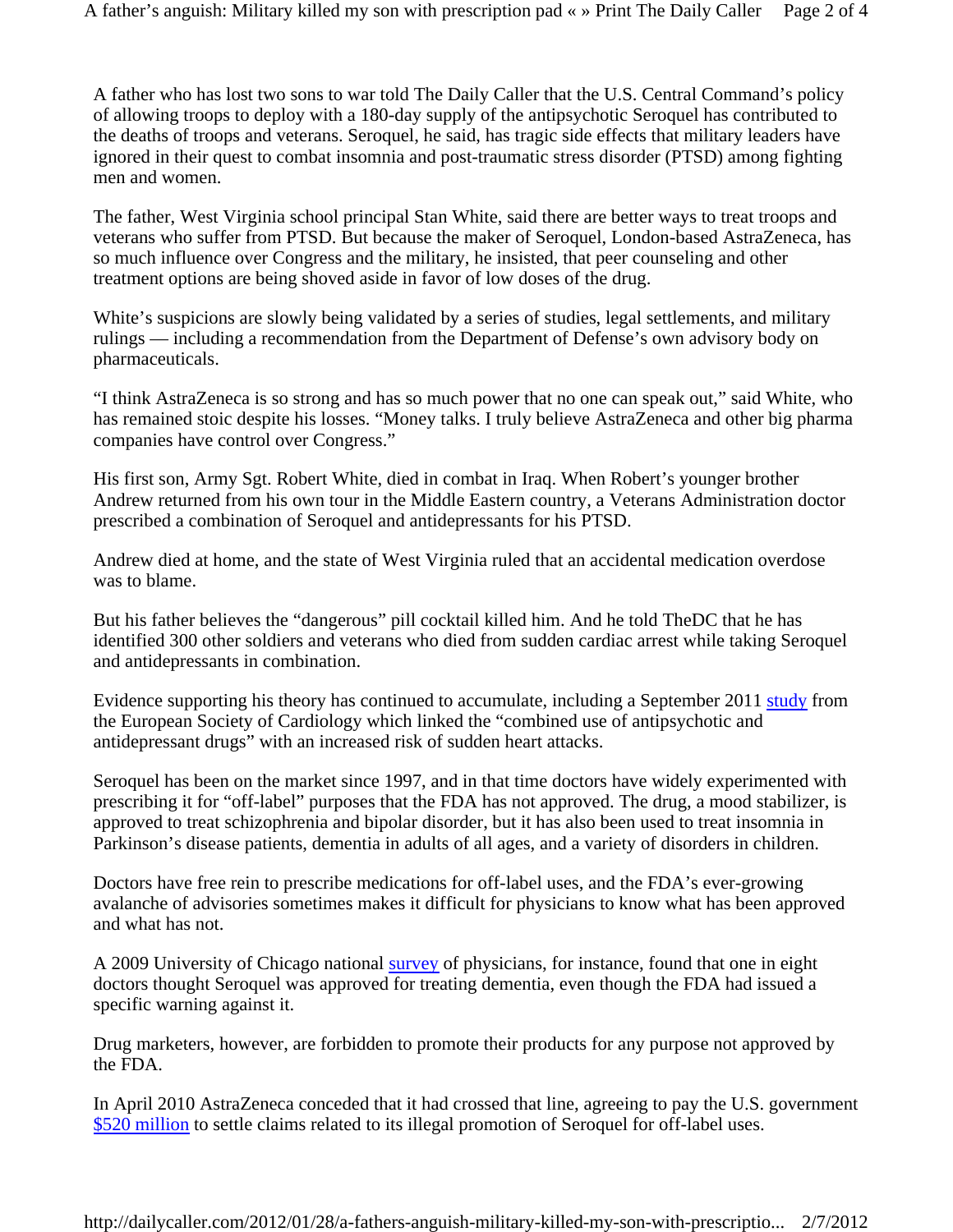A father who has lost two sons to war told The Daily Caller that the U.S. Central Command's policy of allowing troops to deploy with a 180-day supply of the antipsychotic Seroquel has contributed to the deaths of troops and veterans. Seroquel, he said, has tragic side effects that military leaders have ignored in their quest to combat insomnia and post-traumatic stress disorder (PTSD) among fighting men and women.

The father, West Virginia school principal Stan White, said there are better ways to treat troops and veterans who suffer from PTSD. But because the maker of Seroquel, London-based AstraZeneca, has so much influence over Congress and the military, he insisted, that peer counseling and other treatment options are being shoved aside in favor of low doses of the drug.

White's suspicions are slowly being validated by a series of studies, legal settlements, and military rulings — including a recommendation from the Department of Defense's own advisory body on pharmaceuticals.

"I think AstraZeneca is so strong and has so much power that no one can speak out," said White, who has remained stoic despite his losses. "Money talks. I truly believe AstraZeneca and other big pharma companies have control over Congress."

His first son, Army Sgt. Robert White, died in combat in Iraq. When Robert's younger brother Andrew returned from his own tour in the Middle Eastern country, a Veterans Administration doctor prescribed a combination of Seroquel and antidepressants for his PTSD.

Andrew died at home, and the state of West Virginia ruled that an accidental medication overdose was to blame.

But his father believes the "dangerous" pill cocktail killed him. And he told TheDC that he has identified 300 other soldiers and veterans who died from sudden cardiac arrest while taking Seroquel and antidepressants in combination.

Evidence supporting his theory has continued to accumulate, including a September 2011 study from the European Society of Cardiology which linked the "combined use of antipsychotic and antidepressant drugs" with an increased risk of sudden heart attacks.

Seroquel has been on the market since 1997, and in that time doctors have widely experimented with prescribing it for "off-label" purposes that the FDA has not approved. The drug, a mood stabilizer, is approved to treat schizophrenia and bipolar disorder, but it has also been used to treat insomnia in Parkinson's disease patients, dementia in adults of all ages, and a variety of disorders in children.

Doctors have free rein to prescribe medications for off-label uses, and the FDA's ever-growing avalanche of advisories sometimes makes it difficult for physicians to know what has been approved and what has not.

A 2009 University of Chicago national survey of physicians, for instance, found that one in eight doctors thought Seroquel was approved for treating dementia, even though the FDA had issued a specific warning against it.

Drug marketers, however, are forbidden to promote their products for any purpose not approved by the FDA.

In April 2010 AstraZeneca conceded that it had crossed that line, agreeing to pay the U.S. government $520 million to settle claims related to its illegal promotion of Seroquel for off-label uses.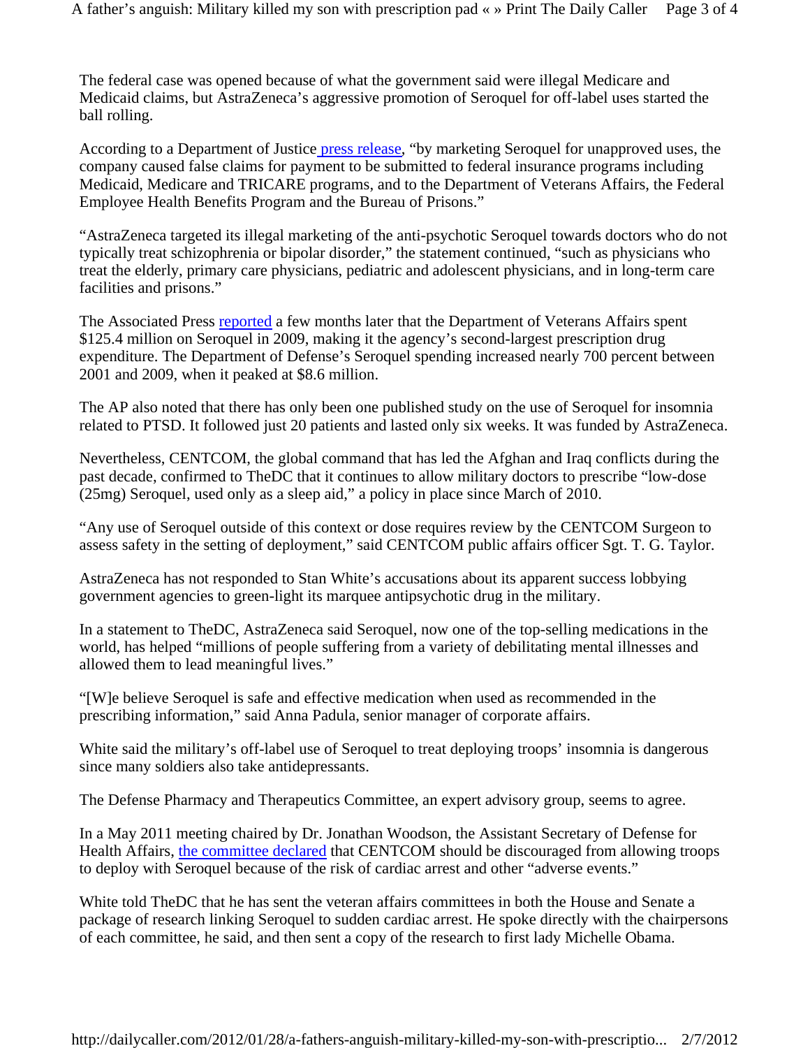The federal case was opened because of what the government said were illegal Medicare and Medicaid claims, but AstraZeneca's aggressive promotion of Seroquel for off-label uses started the ball rolling.

According to a Department of Justice press release, "by marketing Seroquel for unapproved uses, the company caused false claims for payment to be submitted to federal insurance programs including Medicaid, Medicare and TRICARE programs, and to the Department of Veterans Affairs, the Federal Employee Health Benefits Program and the Bureau of Prisons."

"AstraZeneca targeted its illegal marketing of the anti-psychotic Seroquel towards doctors who do not typically treat schizophrenia or bipolar disorder," the statement continued, "such as physicians who treat the elderly, primary care physicians, pediatric and adolescent physicians, and in long-term care facilities and prisons."

The Associated Press reported a few months later that the Department of Veterans Affairs spent \$125.4 million on Seroquel in 2009, making it the agency's second-largest prescription drug expenditure. The Department of Defense's Seroquel spending increased nearly 700 percent between 2001 and 2009, when it peaked at \$8.6 million.

The AP also noted that there has only been one published study on the use of Seroquel for insomnia related to PTSD. It followed just 20 patients and lasted only six weeks. It was funded by AstraZeneca.

Nevertheless, CENTCOM, the global command that has led the Afghan and Iraq conflicts during the past decade, confirmed to TheDC that it continues to allow military doctors to prescribe "low-dose (25mg) Seroquel, used only as a sleep aid," a policy in place since March of 2010.

"Any use of Seroquel outside of this context or dose requires review by the CENTCOM Surgeon to assess safety in the setting of deployment," said CENTCOM public affairs officer Sgt. T. G. Taylor.

AstraZeneca has not responded to Stan White's accusations about its apparent success lobbying government agencies to green-light its marquee antipsychotic drug in the military.

In a statement to TheDC, AstraZeneca said Seroquel, now one of the top-selling medications in the world, has helped "millions of people suffering from a variety of debilitating mental illnesses and allowed them to lead meaningful lives."

"[W]e believe Seroquel is safe and effective medication when used as recommended in the prescribing information," said Anna Padula, senior manager of corporate affairs.

White said the military's off-label use of Seroquel to treat deploying troops' insomnia is dangerous since many soldiers also take antidepressants.

The Defense Pharmacy and Therapeutics Committee, an expert advisory group, seems to agree.

In a May 2011 meeting chaired by Dr. Jonathan Woodson, the Assistant Secretary of Defense for Health Affairs, the committee declared that CENTCOM should be discouraged from allowing troops to deploy with Seroquel because of the risk of cardiac arrest and other "adverse events."

White told TheDC that he has sent the veteran affairs committees in both the House and Senate a package of research linking Seroquel to sudden cardiac arrest. He spoke directly with the chairpersons of each committee, he said, and then sent a copy of the research to first lady Michelle Obama.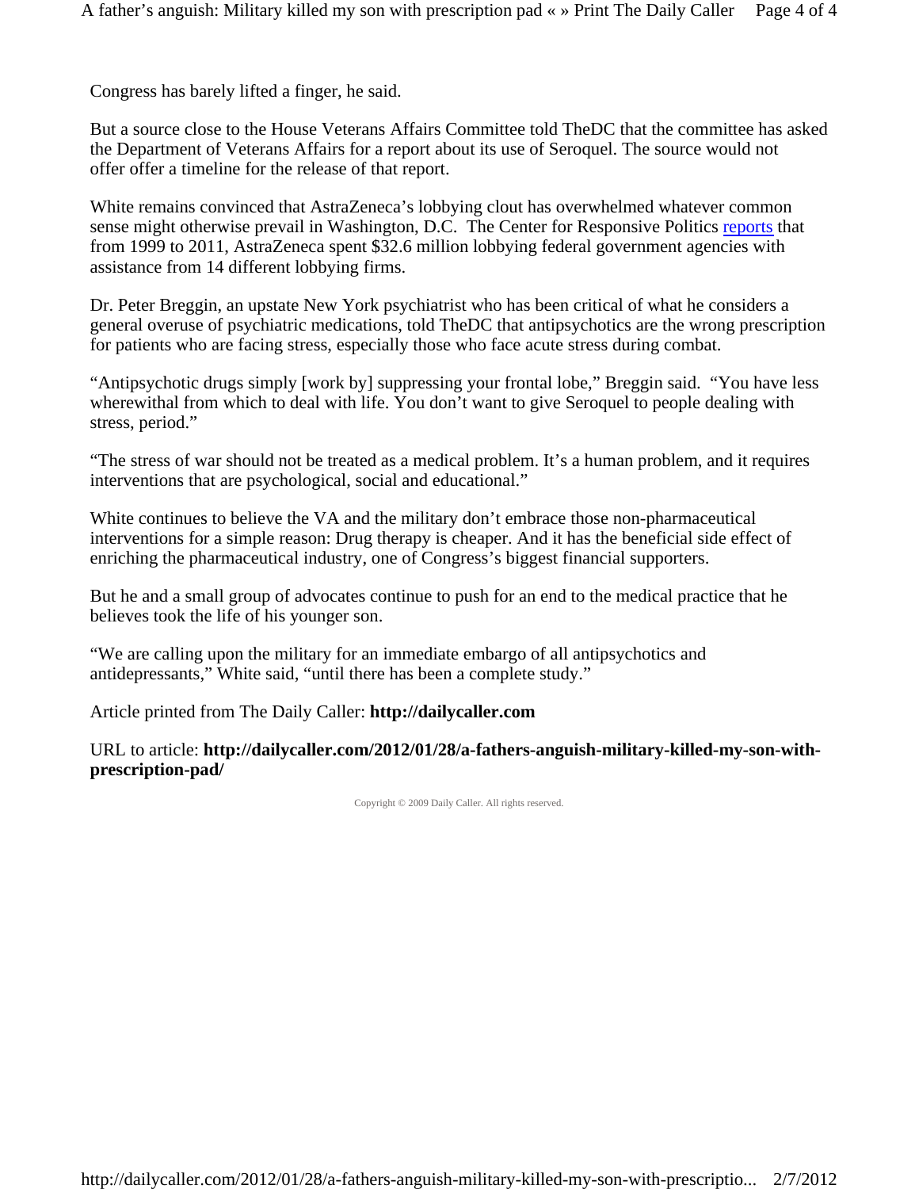Congress has barely lifted a finger, he said.

But a source close to the House Veterans Affairs Committee told TheDC that the committee has asked the Department of Veterans Affairs for a report about its use of Seroquel. The source would not offer offer a timeline for the release of that report.

White remains convinced that AstraZeneca's lobbying clout has overwhelmed whatever common sense might otherwise prevail in Washington, D.C. The Center for Responsive Politics reports that from 1999 to 2011, AstraZeneca spent $32.6 million lobbying federal government agencies with assistance from 14 different lobbying firms.

Dr. Peter Breggin, an upstate New York psychiatrist who has been critical of what he considers a general overuse of psychiatric medications, told TheDC that antipsychotics are the wrong prescription for patients who are facing stress, especially those who face acute stress during combat.

"Antipsychotic drugs simply [work by] suppressing your frontal lobe," Breggin said. "You have less wherewithal from which to deal with life. You don't want to give Seroquel to people dealing with stress, period."

"The stress of war should not be treated as a medical problem. It's a human problem, and it requires interventions that are psychological, social and educational."

White continues to believe the VA and the military don't embrace those non-pharmaceutical interventions for a simple reason: Drug therapy is cheaper. And it has the beneficial side effect of enriching the pharmaceutical industry, one of Congress's biggest financial supporters.

But he and a small group of advocates continue to push for an end to the medical practice that he believes took the life of his younger son.

"We are calling upon the military for an immediate embargo of all antipsychotics and antidepressants," White said, "until there has been a complete study."

Article printed from The Daily Caller: **http://dailycaller.com**

URL to article: **http://dailycaller.com/2012/01/28/a-fathers-anguish-military-killed-my-son-with-prescription-pad/**

Copyright © 2009 Daily Caller. All rights reserved.